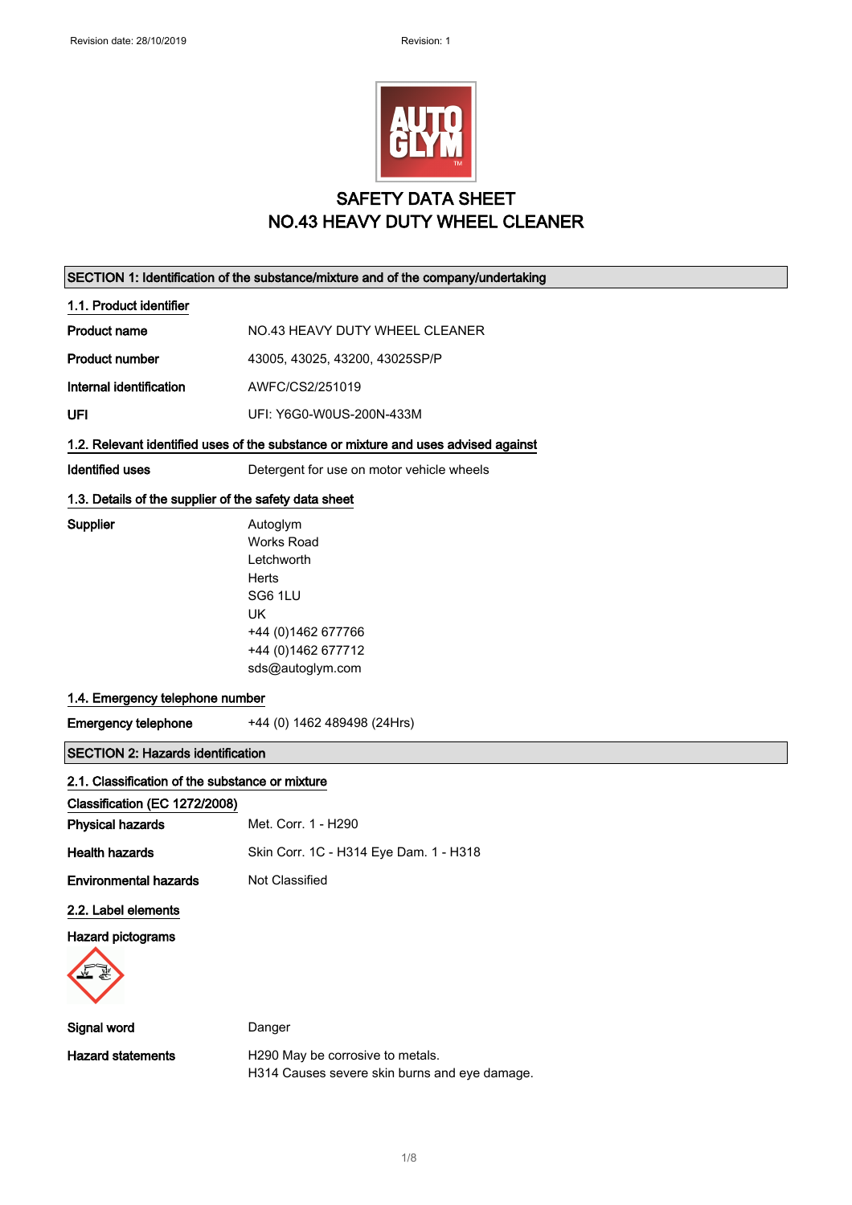# SAFETY DATA SHEET
# NO.43 HEAVY DUTY WHEEL CLEANER

## SECTION 1: Identification of the substance/mixture and of the company/undertaking

### 1.1. Product identifier

| | |
|---|---|
| **Product name** | NO.43 HEAVY DUTY WHEEL CLEANER |
| **Product number** | 43005, 43025, 43200, 43025SP/P |
| **Internal identification** | AWFC/CS2/251019 |
| **UFI** | UFI: Y6G0-W0US-200N-433M |

### 1.2. Relevant identified uses of the substance or mixture and uses advised against

| | |
|---|---|
| **Identified uses** | Detergent for use on motor vehicle wheels |

### 1.3. Details of the supplier of the safety data sheet

**Supplier**

Autoglym
Works Road
Letchworth
Herts
SG6 1LU
UK
+44 (0)1462 677766
+44 (0)1462 677712
sds@autoglym.com

### 1.4. Emergency telephone number

| | |
|---|---|
| **Emergency telephone** | +44 (0) 1462 489498 (24Hrs) |

## SECTION 2: Hazards identification

### 2.1. Classification of the substance or mixture

**Classification (EC 1272/2008)**

| | |
|---|---|
| **Physical hazards** | Met. Corr. 1 - H290 |
| **Health hazards** | Skin Corr. 1C - H314 Eye Dam. 1 - H318 |
| **Environmental hazards** | Not Classified |

### 2.2. Label elements

**Hazard pictograms**

| | |
|---|---|
| **Signal word** | Danger |
| **Hazard statements** | H290 May be corrosive to metals.<br>H314 Causes severe skin burns and eye damage. |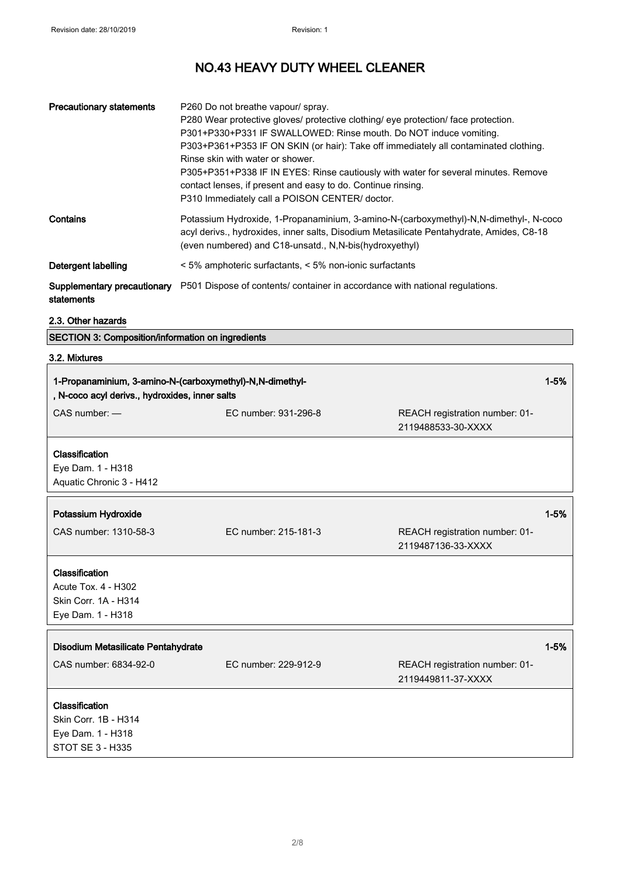| | |
|---|---|
| **Precautionary statements** | P260 Do not breathe vapour/ spray.<br>P280 Wear protective gloves/ protective clothing/ eye protection/ face protection.<br>P301+P330+P331 IF SWALLOWED: Rinse mouth. Do NOT induce vomiting.<br>P303+P361+P353 IF ON SKIN (or hair): Take off immediately all contaminated clothing. Rinse skin with water or shower.<br>P305+P351+P338 IF IN EYES: Rinse cautiously with water for several minutes. Remove contact lenses, if present and easy to do. Continue rinsing.<br>P310 Immediately call a POISON CENTER/ doctor. |
| **Contains** | Potassium Hydroxide, 1-Propanaminium, 3-amino-N-(carboxymethyl)-N,N-dimethyl-, N-coco acyl derivs., hydroxides, inner salts, Disodium Metasilicate Pentahydrate, Amides, C8-18 (even numbered) and C18-unsatd., N,N-bis(hydroxyethyl) |
| **Detergent labelling** | < 5% amphoteric surfactants, < 5% non-ionic surfactants |
| **Supplementary precautionary statements** | P501 Dispose of contents/ container in accordance with national regulations. |

### 2.3. Other hazards

## SECTION 3: Composition/information on ingredients

### 3.2. Mixtures

**1-Propanaminium, 3-amino-N-(carboxymethyl)-N,N-dimethyl-, N-coco acyl derivs., hydroxides, inner salts** — 1-5%

| CAS number: — | EC number: 931-296-8 | REACH registration number: 01-2119488533-30-XXXX |
|---|---|---|

**Classification**
Eye Dam. 1 - H318
Aquatic Chronic 3 - H412

**Potassium Hydroxide** — 1-5%

| CAS number: 1310-58-3 | EC number: 215-181-3 | REACH registration number: 01-2119487136-33-XXXX |
|---|---|---|

**Classification**
Acute Tox. 4 - H302
Skin Corr. 1A - H314
Eye Dam. 1 - H318

**Disodium Metasilicate Pentahydrate** — 1-5%

| CAS number: 6834-92-0 | EC number: 229-912-9 | REACH registration number: 01-2119449811-37-XXXX |
|---|---|---|

**Classification**
Skin Corr. 1B - H314
Eye Dam. 1 - H318
STOT SE 3 - H335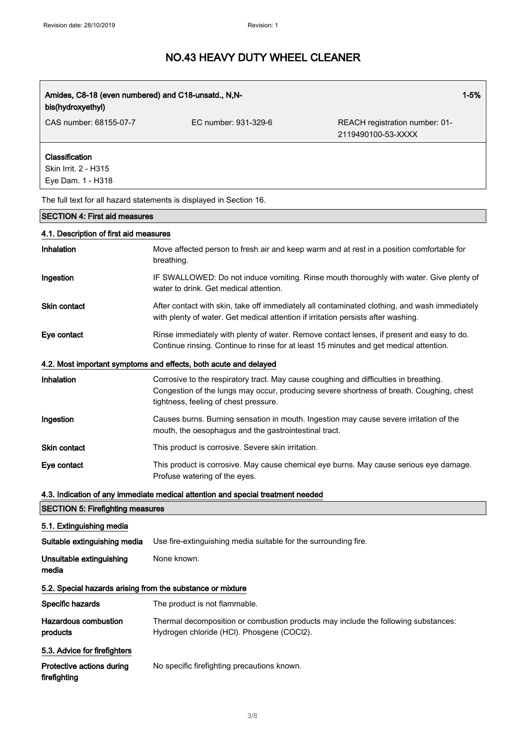# NO.43 HEAVY DUTY WHEEL CLEANER

| Amides, C8-18 (even numbered) and C18-unsatd., N,N-bis(hydroxyethyl) | | 1-5% |
|---|---|---|
| CAS number: 68155-07-7 | EC number: 931-329-6 | REACH registration number: 01-2119490100-53-XXXX |
| **Classification**<br>Skin Irrit. 2 - H315<br>Eye Dam. 1 - H318 | | |

The full text for all hazard statements is displayed in Section 16.

## SECTION 4: First aid measures

### 4.1. Description of first aid measures

| | |
|---|---|
| **Inhalation** | Move affected person to fresh air and keep warm and at rest in a position comfortable for breathing. |
| **Ingestion** | IF SWALLOWED: Do not induce vomiting. Rinse mouth thoroughly with water. Give plenty of water to drink. Get medical attention. |
| **Skin contact** | After contact with skin, take off immediately all contaminated clothing, and wash immediately with plenty of water. Get medical attention if irritation persists after washing. |
| **Eye contact** | Rinse immediately with plenty of water. Remove contact lenses, if present and easy to do. Continue rinsing. Continue to rinse for at least 15 minutes and get medical attention. |

### 4.2. Most important symptoms and effects, both acute and delayed

| | |
|---|---|
| **Inhalation** | Corrosive to the respiratory tract. May cause coughing and difficulties in breathing. Congestion of the lungs may occur, producing severe shortness of breath. Coughing, chest tightness, feeling of chest pressure. |
| **Ingestion** | Causes burns. Burning sensation in mouth. Ingestion may cause severe irritation of the mouth, the oesophagus and the gastrointestinal tract. |
| **Skin contact** | This product is corrosive. Severe skin irritation. |
| **Eye contact** | This product is corrosive. May cause chemical eye burns. May cause serious eye damage. Profuse watering of the eyes. |

### 4.3. Indication of any immediate medical attention and special treatment needed

## SECTION 5: Firefighting measures

### 5.1. Extinguishing media

| | |
|---|---|
| **Suitable extinguishing media** | Use fire-extinguishing media suitable for the surrounding fire. |
| **Unsuitable extinguishing media** | None known. |

### 5.2. Special hazards arising from the substance or mixture

| | |
|---|---|
| **Specific hazards** | The product is not flammable. |
| **Hazardous combustion products** | Thermal decomposition or combustion products may include the following substances: Hydrogen chloride (HCl). Phosgene ($COCl_2$). |

### 5.3. Advice for firefighters

| | |
|---|---|
| **Protective actions during firefighting** | No specific firefighting precautions known. |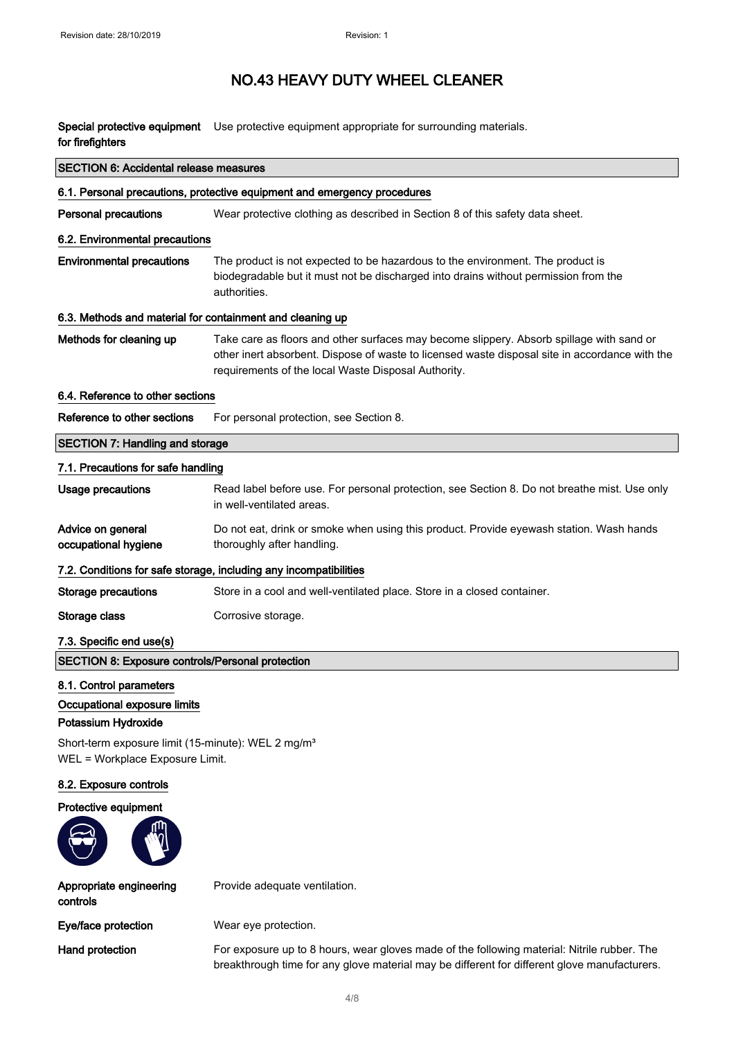# NO.43 HEAVY DUTY WHEEL CLEANER

**Special protective equipment for firefighters** Use protective equipment appropriate for surrounding materials.

## SECTION 6: Accidental release measures

### 6.1. Personal precautions, protective equipment and emergency procedures

**Personal precautions** Wear protective clothing as described in Section 8 of this safety data sheet.

### 6.2. Environmental precautions

**Environmental precautions** The product is not expected to be hazardous to the environment. The product is biodegradable but it must not be discharged into drains without permission from the authorities.

### 6.3. Methods and material for containment and cleaning up

**Methods for cleaning up** Take care as floors and other surfaces may become slippery. Absorb spillage with sand or other inert absorbent. Dispose of waste to licensed waste disposal site in accordance with the requirements of the local Waste Disposal Authority.

### 6.4. Reference to other sections

**Reference to other sections** For personal protection, see Section 8.

## SECTION 7: Handling and storage

### 7.1. Precautions for safe handling

**Usage precautions** Read label before use. For personal protection, see Section 8. Do not breathe mist. Use only in well-ventilated areas.

**Advice on general occupational hygiene** Do not eat, drink or smoke when using this product. Provide eyewash station. Wash hands thoroughly after handling.

### 7.2. Conditions for safe storage, including any incompatibilities

**Storage precautions** Store in a cool and well-ventilated place. Store in a closed container.

**Storage class** Corrosive storage.

### 7.3. Specific end use(s)

## SECTION 8: Exposure controls/Personal protection

### 8.1. Control parameters

**Occupational exposure limits**

**Potassium Hydroxide**

Short-term exposure limit (15-minute): WEL 2 mg/m³
WEL = Workplace Exposure Limit.

### 8.2. Exposure controls

**Protective equipment**

**Appropriate engineering controls** Provide adequate ventilation.

**Eye/face protection** Wear eye protection.

**Hand protection** For exposure up to 8 hours, wear gloves made of the following material: Nitrile rubber. The breakthrough time for any glove material may be different for different glove manufacturers.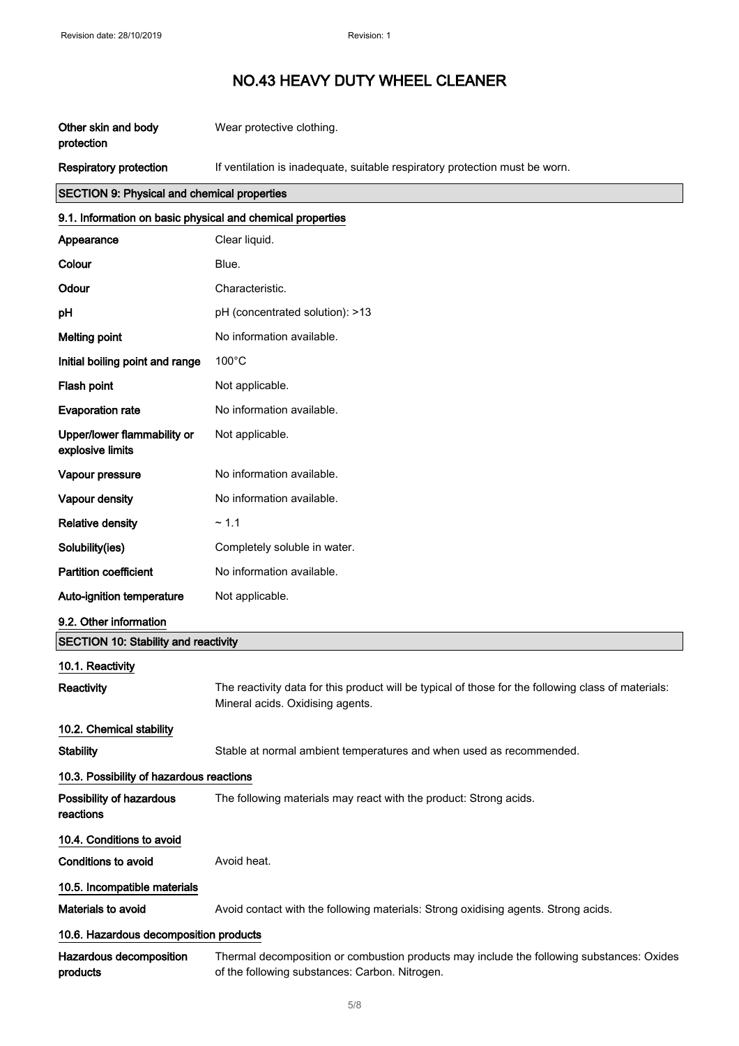# NO.43 HEAVY DUTY WHEEL CLEANER

| | |
|---|---|
| **Other skin and body protection** | Wear protective clothing. |
| **Respiratory protection** | If ventilation is inadequate, suitable respiratory protection must be worn. |

## SECTION 9: Physical and chemical properties

### 9.1. Information on basic physical and chemical properties

| | |
|---|---|
| **Appearance** | Clear liquid. |
| **Colour** | Blue. |
| **Odour** | Characteristic. |
| **pH** | pH (concentrated solution): >13 |
| **Melting point** | No information available. |
| **Initial boiling point and range** | 100°C |
| **Flash point** | Not applicable. |
| **Evaporation rate** | No information available. |
| **Upper/lower flammability or explosive limits** | Not applicable. |
| **Vapour pressure** | No information available. |
| **Vapour density** | No information available. |
| **Relative density** | ~ 1.1 |
| **Solubility(ies)** | Completely soluble in water. |
| **Partition coefficient** | No information available. |
| **Auto-ignition temperature** | Not applicable. |

### 9.2. Other information

## SECTION 10: Stability and reactivity

### 10.1. Reactivity

| | |
|---|---|
| **Reactivity** | The reactivity data for this product will be typical of those for the following class of materials: Mineral acids. Oxidising agents. |

### 10.2. Chemical stability

| | |
|---|---|
| **Stability** | Stable at normal ambient temperatures and when used as recommended. |

### 10.3. Possibility of hazardous reactions

| | |
|---|---|
| **Possibility of hazardous reactions** | The following materials may react with the product: Strong acids. |

### 10.4. Conditions to avoid

| | |
|---|---|
| **Conditions to avoid** | Avoid heat. |

### 10.5. Incompatible materials

| | |
|---|---|
| **Materials to avoid** | Avoid contact with the following materials: Strong oxidising agents. Strong acids. |

### 10.6. Hazardous decomposition products

| | |
|---|---|
| **Hazardous decomposition products** | Thermal decomposition or combustion products may include the following substances: Oxides of the following substances: Carbon. Nitrogen. |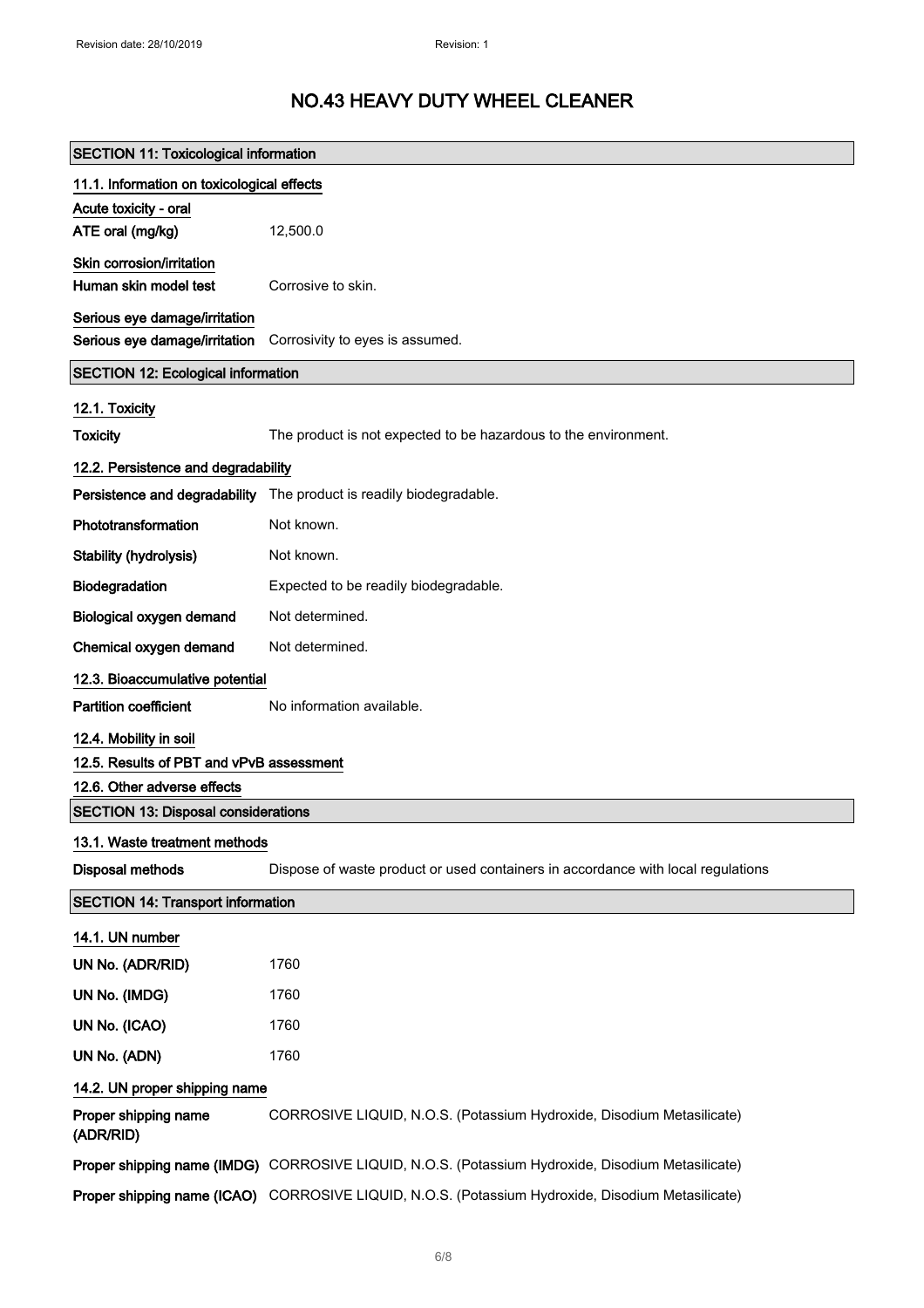# NO.43 HEAVY DUTY WHEEL CLEANER

## SECTION 11: Toxicological information

### 11.1. Information on toxicological effects

**Acute toxicity - oral**

| | |
|---|---|
| ATE oral (mg/kg) | 12,500.0 |

**Skin corrosion/irritation**

| | |
|---|---|
| Human skin model test | Corrosive to skin. |

**Serious eye damage/irritation**

| | |
|---|---|
| **Serious eye damage/irritation** | Corrosivity to eyes is assumed. |

## SECTION 12: Ecological information

### 12.1. Toxicity

| | |
|---|---|
| **Toxicity** | The product is not expected to be hazardous to the environment. |

### 12.2. Persistence and degradability

| | |
|---|---|
| **Persistence and degradability** | The product is readily biodegradable. |
| **Phototransformation** | Not known. |
| **Stability (hydrolysis)** | Not known. |
| **Biodegradation** | Expected to be readily biodegradable. |
| **Biological oxygen demand** | Not determined. |
| **Chemical oxygen demand** | Not determined. |

### 12.3. Bioaccumulative potential

| | |
|---|---|
| **Partition coefficient** | No information available. |

### 12.4. Mobility in soil

### 12.5. Results of PBT and vPvB assessment

### 12.6. Other adverse effects

## SECTION 13: Disposal considerations

### 13.1. Waste treatment methods

| | |
|---|---|
| **Disposal methods** | Dispose of waste product or used containers in accordance with local regulations |

## SECTION 14: Transport information

### 14.1. UN number

| | |
|---|---|
| **UN No. (ADR/RID)** | 1760 |
| **UN No. (IMDG)** | 1760 |
| **UN No. (ICAO)** | 1760 |
| **UN No. (ADN)** | 1760 |

### 14.2. UN proper shipping name

| | |
|---|---|
| **Proper shipping name (ADR/RID)** | CORROSIVE LIQUID, N.O.S. (Potassium Hydroxide, Disodium Metasilicate) |
| **Proper shipping name (IMDG)** | CORROSIVE LIQUID, N.O.S. (Potassium Hydroxide, Disodium Metasilicate) |
| **Proper shipping name (ICAO)** | CORROSIVE LIQUID, N.O.S. (Potassium Hydroxide, Disodium Metasilicate) |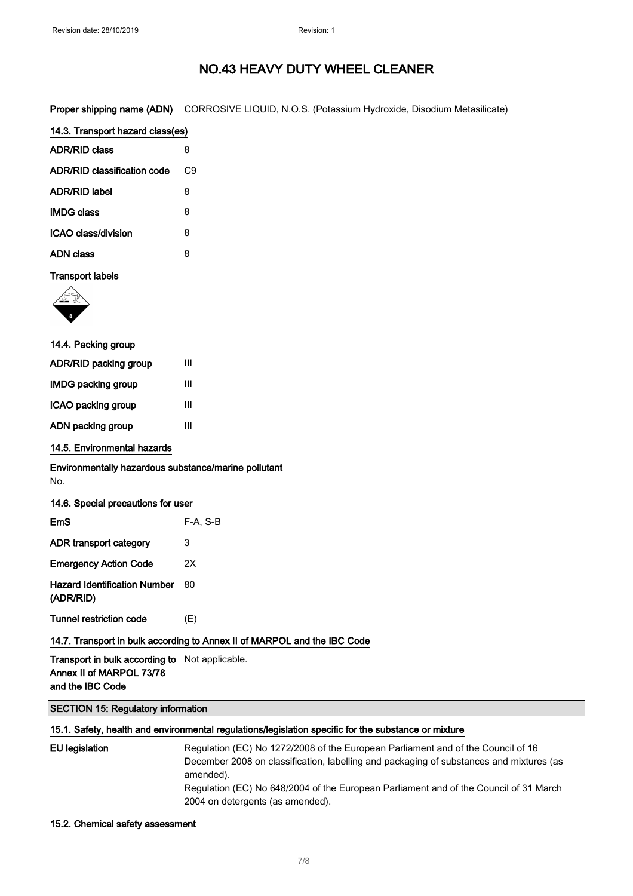**Proper shipping name (ADN)** CORROSIVE LIQUID, N.O.S. (Potassium Hydroxide, Disodium Metasilicate)

### 14.3. Transport hazard class(es)

| | |
|---|---|
| **ADR/RID class** | 8 |
| **ADR/RID classification code** | C9 |
| **ADR/RID label** | 8 |
| **IMDG class** | 8 |
| **ICAO class/division** | 8 |
| **ADN class** | 8 |

**Transport labels**

### 14.4. Packing group

| | |
|---|---|
| **ADR/RID packing group** | III |
| **IMDG packing group** | III |
| **ICAO packing group** | III |
| **ADN packing group** | III |

### 14.5. Environmental hazards

**Environmentally hazardous substance/marine pollutant**

No.

### 14.6. Special precautions for user

| | |
|---|---|
| **EmS** | F-A, S-B |
| **ADR transport category** | 3 |
| **Emergency Action Code** | 2X |
| **Hazard Identification Number (ADR/RID)** | 80 |
| **Tunnel restriction code** | (E) |

### 14.7. Transport in bulk according to Annex II of MARPOL and the IBC Code

**Transport in bulk according to Annex II of MARPOL 73/78 and the IBC Code** Not applicable.

## SECTION 15: Regulatory information

### 15.1. Safety, health and environmental regulations/legislation specific for the substance or mixture

**EU legislation** Regulation (EC) No 1272/2008 of the European Parliament and of the Council of 16 December 2008 on classification, labelling and packaging of substances and mixtures (as amended).
Regulation (EC) No 648/2004 of the European Parliament and of the Council of 31 March 2004 on detergents (as amended).

### 15.2. Chemical safety assessment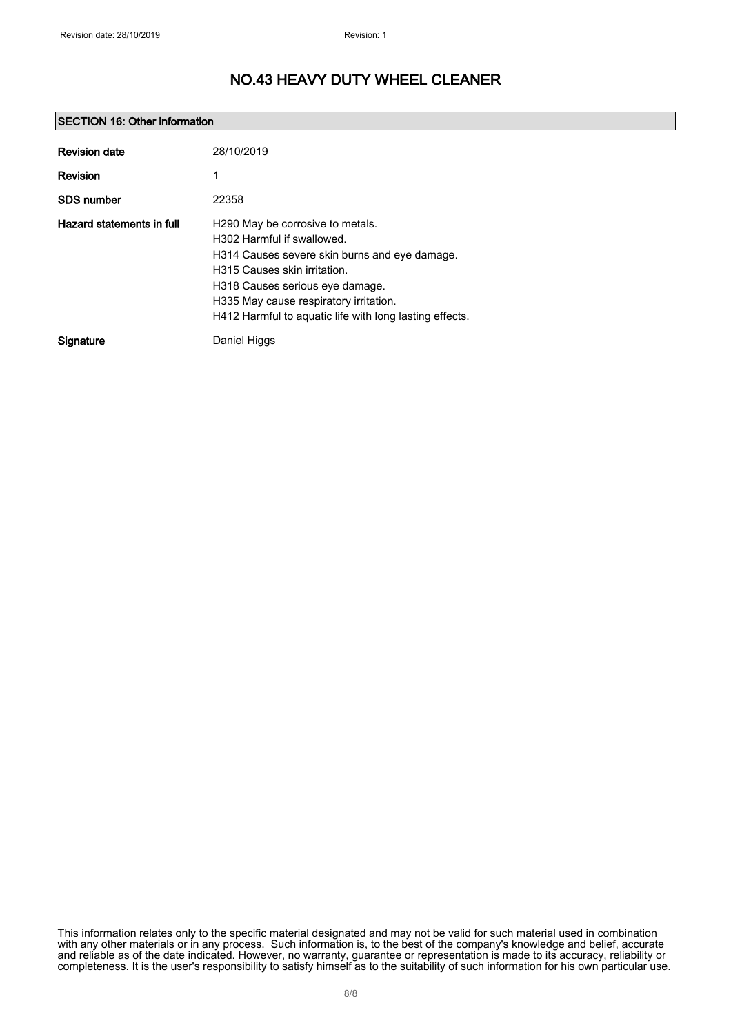# NO.43 HEAVY DUTY WHEEL CLEANER

## SECTION 16: Other information

| | |
|---|---|
| **Revision date** | 28/10/2019 |
| **Revision** | 1 |
| **SDS number** | 22358 |
| **Hazard statements in full** | H290 May be corrosive to metals.<br>H302 Harmful if swallowed.<br>H314 Causes severe skin burns and eye damage.<br>H315 Causes skin irritation.<br>H318 Causes serious eye damage.<br>H335 May cause respiratory irritation.<br>H412 Harmful to aquatic life with long lasting effects. |
| **Signature** | Daniel Higgs |

This information relates only to the specific material designated and may not be valid for such material used in combination with any other materials or in any process. Such information is, to the best of the company's knowledge and belief, accurate and reliable as of the date indicated. However, no warranty, guarantee or representation is made to its accuracy, reliability or completeness. It is the user's responsibility to satisfy himself as to the suitability of such information for his own particular use.